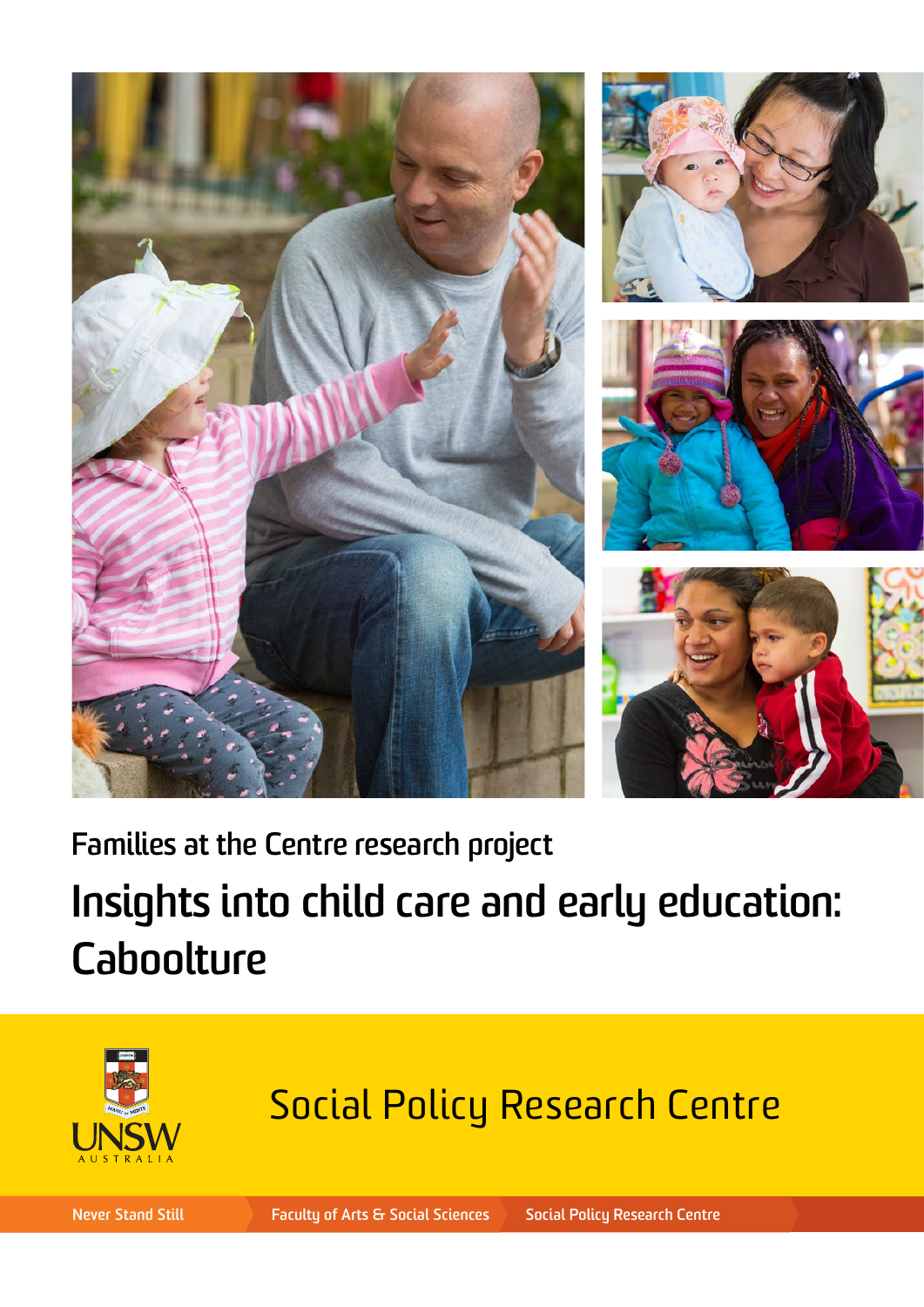Families at the Centre research project

# Insights into child care and early education: Caboolture

UNSW AUSTRALIA

Social Policy Research Centre

Never Stand Still | Faculty of Arts & Social Sciences | Social Policy Research Centre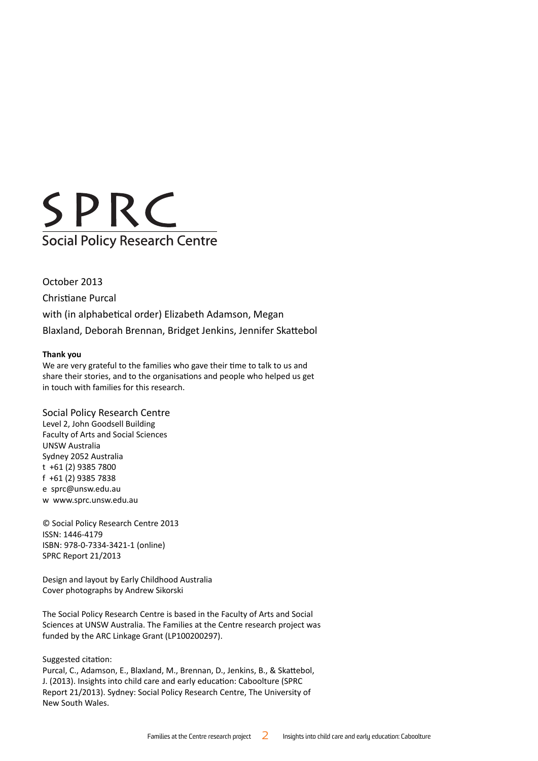SPRC

Social Policy Research Centre

October 2013

Christiane Purcal

with (in alphabetical order) Elizabeth Adamson, Megan Blaxland, Deborah Brennan, Bridget Jenkins, Jennifer Skattebol

**Thank you**

We are very grateful to the families who gave their time to talk to us and share their stories, and to the organisations and people who helped us get in touch with families for this research.

Social Policy Research Centre
Level 2, John Goodsell Building
Faculty of Arts and Social Sciences
UNSW Australia
Sydney 2052 Australia
t +61 (2) 9385 7800
f +61 (2) 9385 7838
e sprc@unsw.edu.au
w www.sprc.unsw.edu.au

© Social Policy Research Centre 2013
ISSN: 1446-4179
ISBN: 978-0-7334-3421-1 (online)
SPRC Report 21/2013

Design and layout by Early Childhood Australia
Cover photographs by Andrew Sikorski

The Social Policy Research Centre is based in the Faculty of Arts and Social Sciences at UNSW Australia. The Families at the Centre research project was funded by the ARC Linkage Grant (LP100200297).

Suggested citation:
Purcal, C., Adamson, E., Blaxland, M., Brennan, D., Jenkins, B., & Skattebol, J. (2013). Insights into child care and early education: Caboolture (SPRC Report 21/2013). Sydney: Social Policy Research Centre, The University of New South Wales.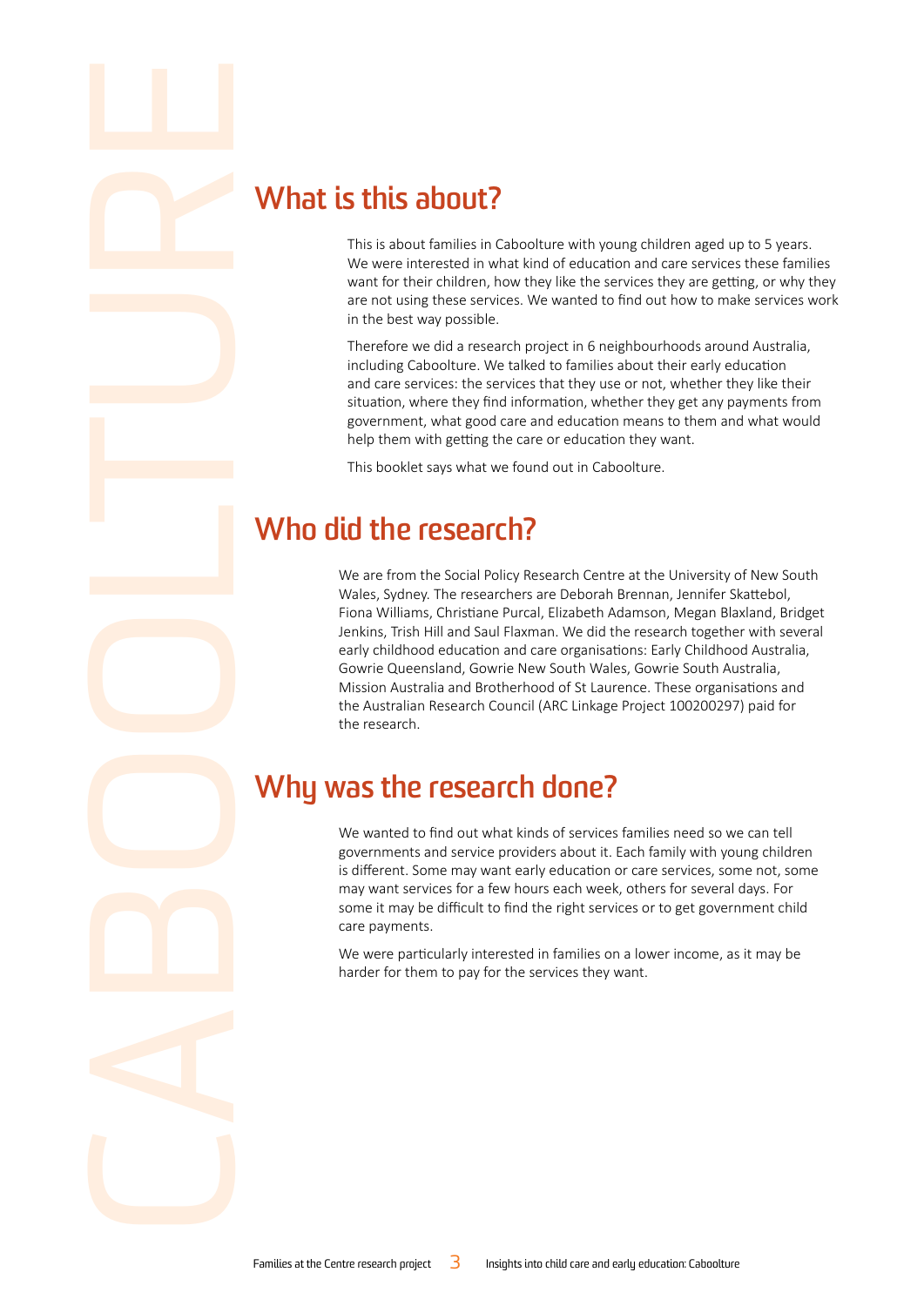## What is this about?

This is about families in Caboolture with young children aged up to 5 years. We were interested in what kind of education and care services these families want for their children, how they like the services they are getting, or why they are not using these services. We wanted to find out how to make services work in the best way possible.

Therefore we did a research project in 6 neighbourhoods around Australia, including Caboolture. We talked to families about their early education and care services: the services that they use or not, whether they like their situation, where they find information, whether they get any payments from government, what good care and education means to them and what would help them with getting the care or education they want.

This booklet says what we found out in Caboolture.

## Who did the research?

We are from the Social Policy Research Centre at the University of New South Wales, Sydney. The researchers are Deborah Brennan, Jennifer Skattebol, Fiona Williams, Christiane Purcal, Elizabeth Adamson, Megan Blaxland, Bridget Jenkins, Trish Hill and Saul Flaxman. We did the research together with several early childhood education and care organisations: Early Childhood Australia, Gowrie Queensland, Gowrie New South Wales, Gowrie South Australia, Mission Australia and Brotherhood of St Laurence. These organisations and the Australian Research Council (ARC Linkage Project 100200297) paid for the research.

## Why was the research done?

We wanted to find out what kinds of services families need so we can tell governments and service providers about it. Each family with young children is different. Some may want early education or care services, some not, some may want services for a few hours each week, others for several days. For some it may be difficult to find the right services or to get government child care payments.

We were particularly interested in families on a lower income, as it may be harder for them to pay for the services they want.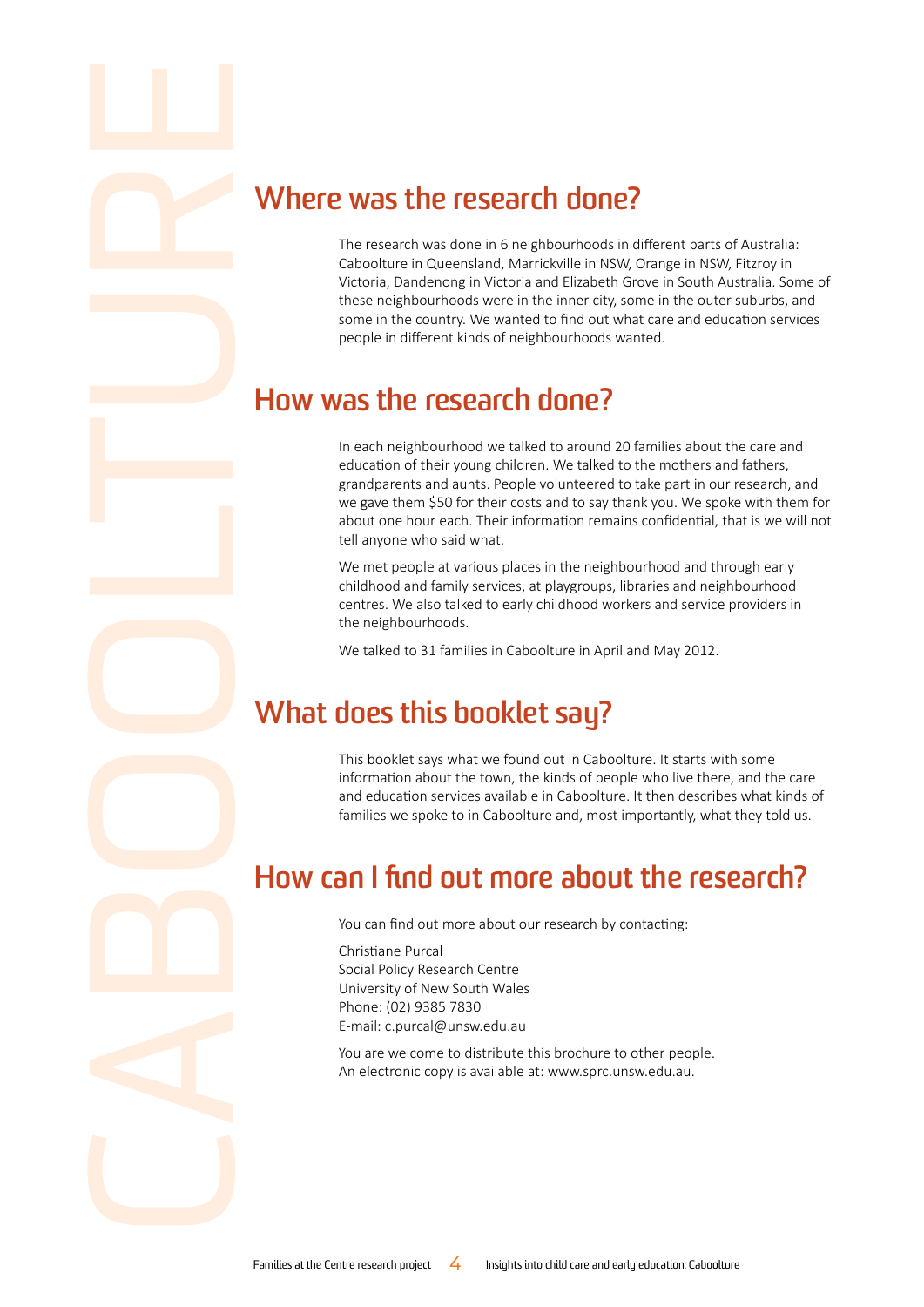## Where was the research done?

The research was done in 6 neighbourhoods in different parts of Australia: Caboolture in Queensland, Marrickville in NSW, Orange in NSW, Fitzroy in Victoria, Dandenong in Victoria and Elizabeth Grove in South Australia. Some of these neighbourhoods were in the inner city, some in the outer suburbs, and some in the country. We wanted to find out what care and education services people in different kinds of neighbourhoods wanted.

## How was the research done?

In each neighbourhood we talked to around 20 families about the care and education of their young children. We talked to the mothers and fathers, grandparents and aunts. People volunteered to take part in our research, and we gave them $50 for their costs and to say thank you. We spoke with them for about one hour each. Their information remains confidential, that is we will not tell anyone who said what.

We met people at various places in the neighbourhood and through early childhood and family services, at playgroups, libraries and neighbourhood centres. We also talked to early childhood workers and service providers in the neighbourhoods.

We talked to 31 families in Caboolture in April and May 2012.

## What does this booklet say?

This booklet says what we found out in Caboolture. It starts with some information about the town, the kinds of people who live there, and the care and education services available in Caboolture. It then describes what kinds of families we spoke to in Caboolture and, most importantly, what they told us.

## How can I find out more about the research?

You can find out more about our research by contacting:

Christiane Purcal
Social Policy Research Centre
University of New South Wales
Phone: (02) 9385 7830
E-mail: c.purcal@unsw.edu.au

You are welcome to distribute this brochure to other people.
An electronic copy is available at: www.sprc.unsw.edu.au.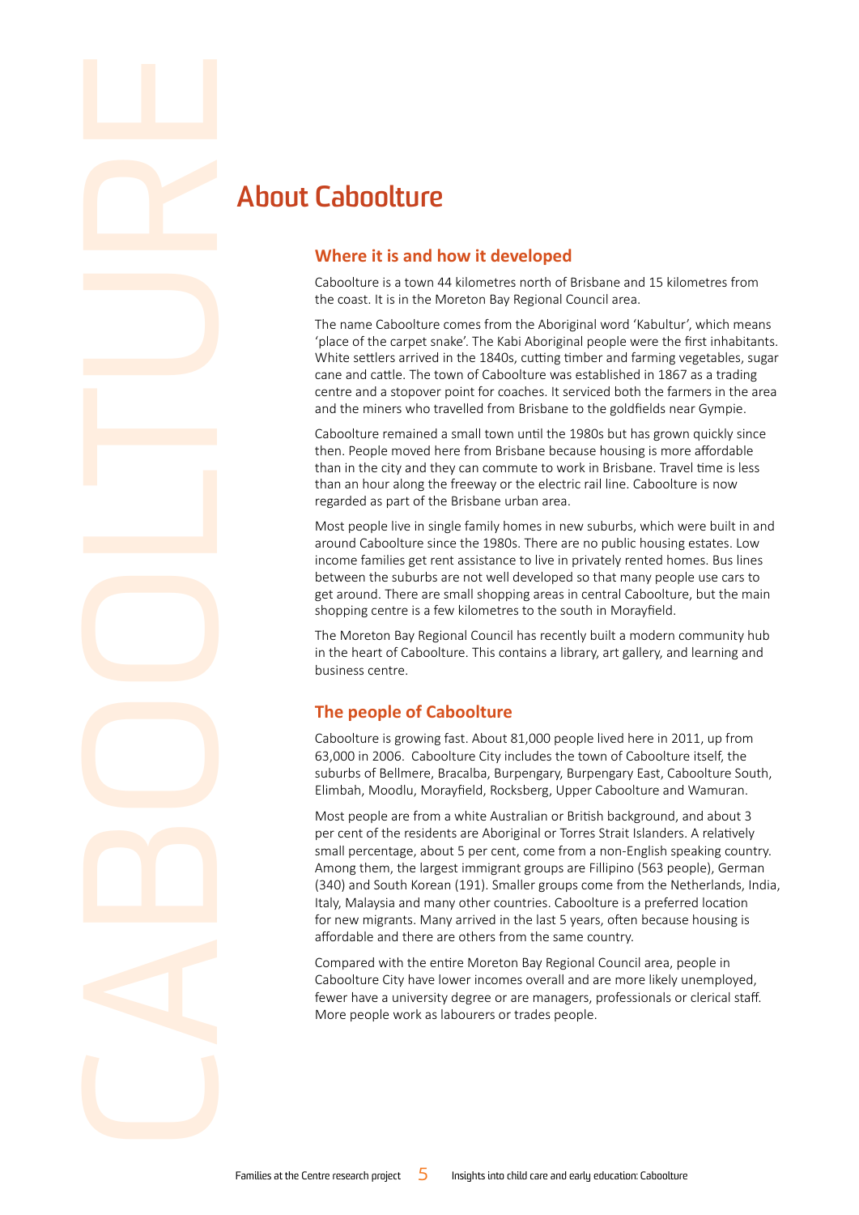# About Caboolture

## Where it is and how it developed

Caboolture is a town 44 kilometres north of Brisbane and 15 kilometres from the coast. It is in the Moreton Bay Regional Council area.

The name Caboolture comes from the Aboriginal word 'Kabultur', which means 'place of the carpet snake'. The Kabi Aboriginal people were the first inhabitants. White settlers arrived in the 1840s, cutting timber and farming vegetables, sugar cane and cattle. The town of Caboolture was established in 1867 as a trading centre and a stopover point for coaches. It serviced both the farmers in the area and the miners who travelled from Brisbane to the goldfields near Gympie.

Caboolture remained a small town until the 1980s but has grown quickly since then. People moved here from Brisbane because housing is more affordable than in the city and they can commute to work in Brisbane. Travel time is less than an hour along the freeway or the electric rail line. Caboolture is now regarded as part of the Brisbane urban area.

Most people live in single family homes in new suburbs, which were built in and around Caboolture since the 1980s. There are no public housing estates. Low income families get rent assistance to live in privately rented homes. Bus lines between the suburbs are not well developed so that many people use cars to get around. There are small shopping areas in central Caboolture, but the main shopping centre is a few kilometres to the south in Morayfield.

The Moreton Bay Regional Council has recently built a modern community hub in the heart of Caboolture. This contains a library, art gallery, and learning and business centre.

## The people of Caboolture

Caboolture is growing fast. About 81,000 people lived here in 2011, up from 63,000 in 2006. Caboolture City includes the town of Caboolture itself, the suburbs of Bellmere, Bracalba, Burpengary, Burpengary East, Caboolture South, Elimbah, Moodlu, Morayfield, Rocksberg, Upper Caboolture and Wamuran.

Most people are from a white Australian or British background, and about 3 per cent of the residents are Aboriginal or Torres Strait Islanders. A relatively small percentage, about 5 per cent, come from a non-English speaking country. Among them, the largest immigrant groups are Fillipino (563 people), German (340) and South Korean (191). Smaller groups come from the Netherlands, India, Italy, Malaysia and many other countries. Caboolture is a preferred location for new migrants. Many arrived in the last 5 years, often because housing is affordable and there are others from the same country.

Compared with the entire Moreton Bay Regional Council area, people in Caboolture City have lower incomes overall and are more likely unemployed, fewer have a university degree or are managers, professionals or clerical staff. More people work as labourers or trades people.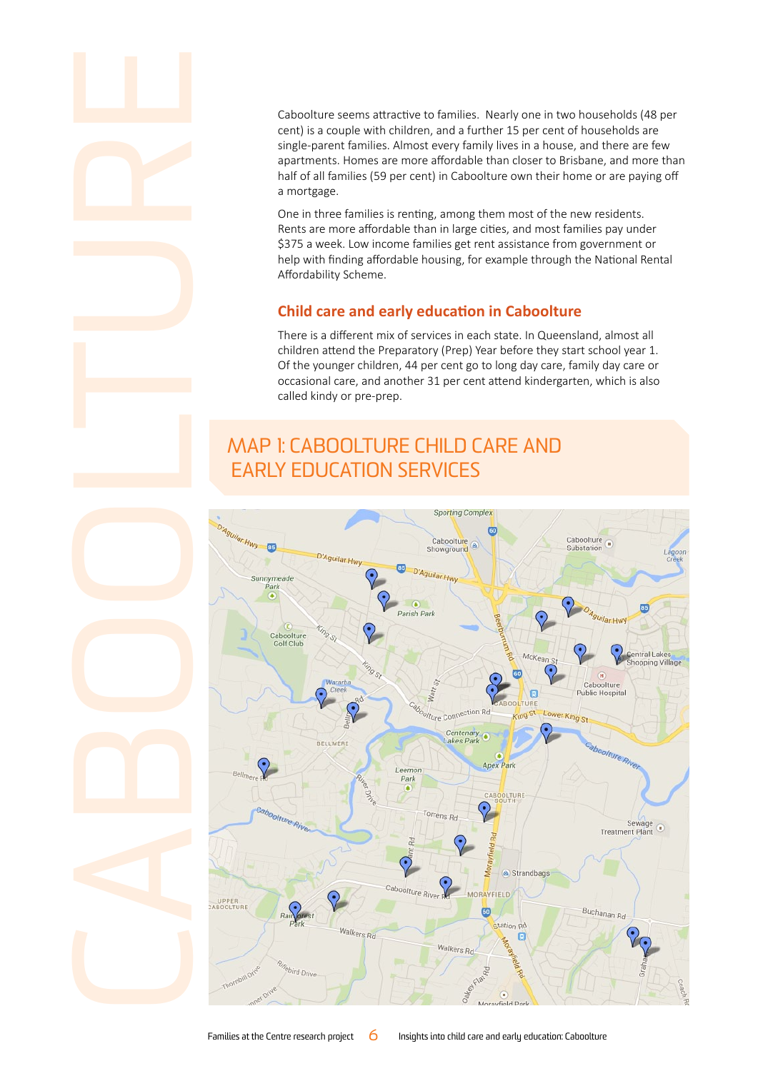Caboolture seems attractive to families. Nearly one in two households (48 per cent) is a couple with children, and a further 15 per cent of households are single-parent families. Almost every family lives in a house, and there are few apartments. Homes are more affordable than closer to Brisbane, and more than half of all families (59 per cent) in Caboolture own their home or are paying off a mortgage.

One in three families is renting, among them most of the new residents. Rents are more affordable than in large cities, and most families pay under $375 a week. Low income families get rent assistance from government or help with finding affordable housing, for example through the National Rental Affordability Scheme.

## Child care and early education in Caboolture

There is a different mix of services in each state. In Queensland, almost all children attend the Preparatory (Prep) Year before they start school year 1. Of the younger children, 44 per cent go to long day care, family day care or occasional care, and another 31 per cent attend kindergarten, which is also called kindy or pre-prep.

## MAP 1: CABOOLTURE CHILD CARE AND EARLY EDUCATION SERVICES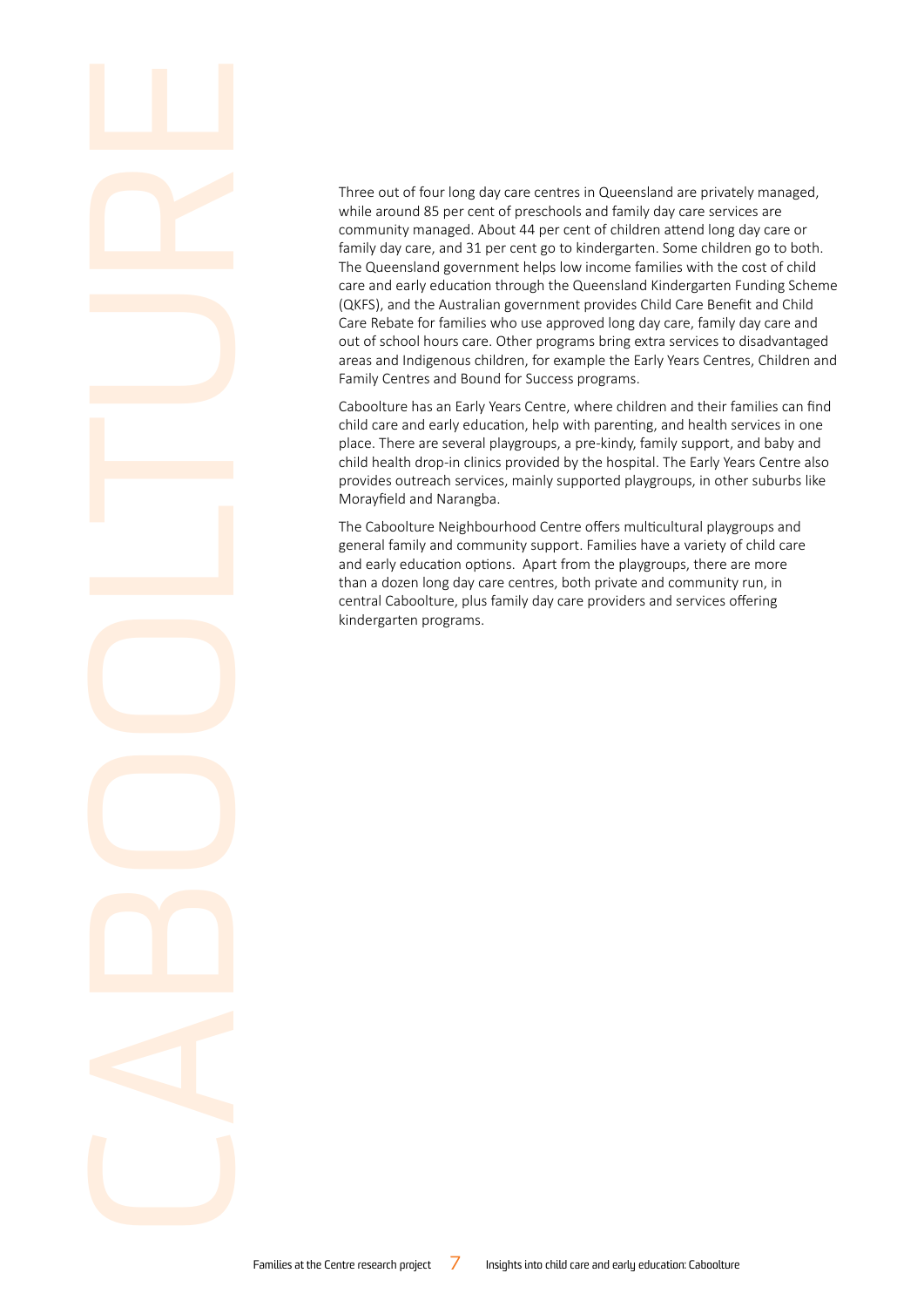# CABOOLTURE

Three out of four long day care centres in Queensland are privately managed, while around 85 per cent of preschools and family day care services are community managed. About 44 per cent of children attend long day care or family day care, and 31 per cent go to kindergarten. Some children go to both. The Queensland government helps low income families with the cost of child care and early education through the Queensland Kindergarten Funding Scheme (QKFS), and the Australian government provides Child Care Benefit and Child Care Rebate for families who use approved long day care, family day care and out of school hours care. Other programs bring extra services to disadvantaged areas and Indigenous children, for example the Early Years Centres, Children and Family Centres and Bound for Success programs.

Caboolture has an Early Years Centre, where children and their families can find child care and early education, help with parenting, and health services in one place. There are several playgroups, a pre-kindy, family support, and baby and child health drop-in clinics provided by the hospital. The Early Years Centre also provides outreach services, mainly supported playgroups, in other suburbs like Morayfield and Narangba.

The Caboolture Neighbourhood Centre offers multicultural playgroups and general family and community support. Families have a variety of child care and early education options. Apart from the playgroups, there are more than a dozen long day care centres, both private and community run, in central Caboolture, plus family day care providers and services offering kindergarten programs.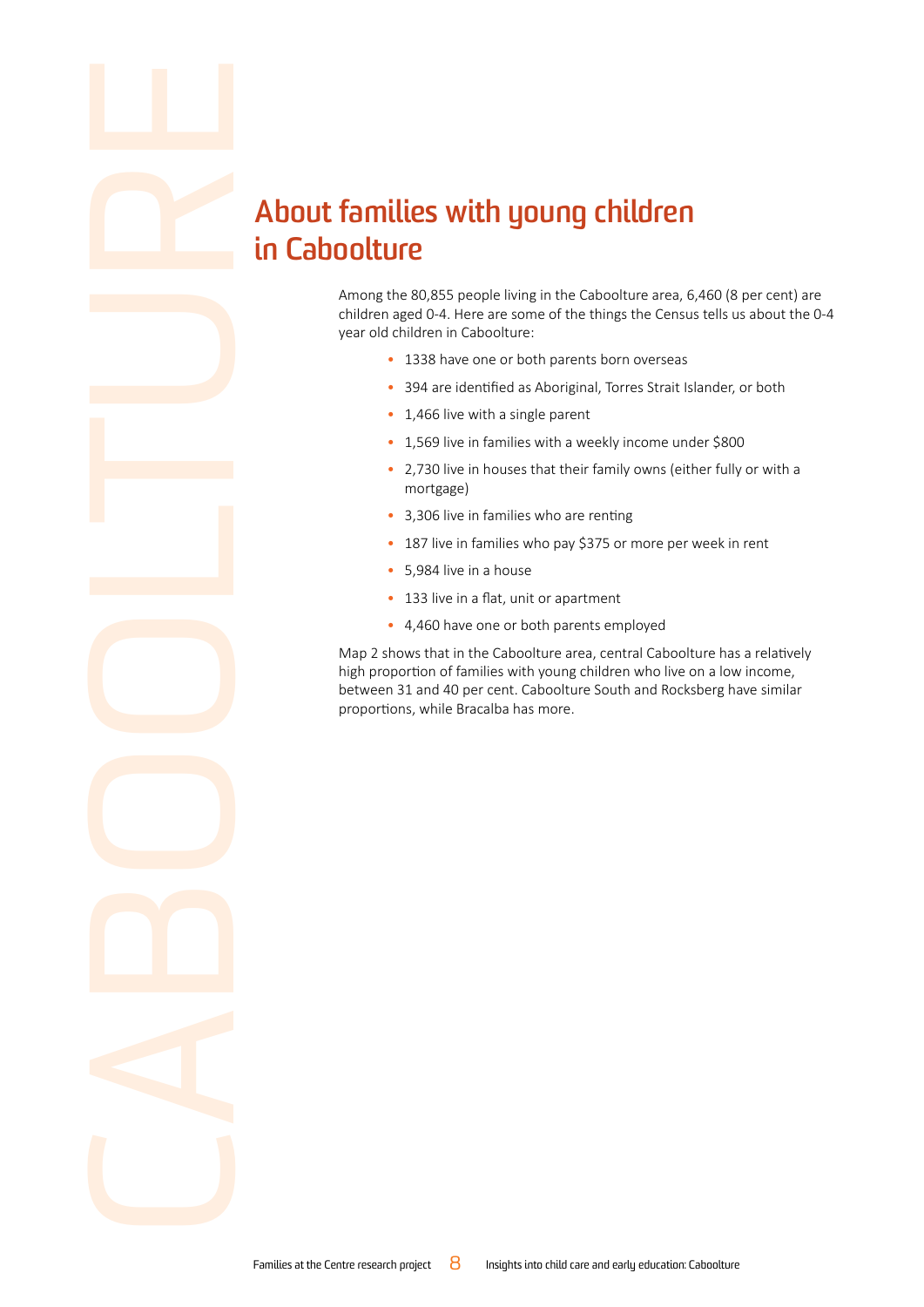# About families with young children in Caboolture

Among the 80,855 people living in the Caboolture area, 6,460 (8 per cent) are children aged 0-4. Here are some of the things the Census tells us about the 0-4 year old children in Caboolture:

- 1338 have one or both parents born overseas
- 394 are identified as Aboriginal, Torres Strait Islander, or both
- 1,466 live with a single parent
- 1,569 live in families with a weekly income under $800
- 2,730 live in houses that their family owns (either fully or with a mortgage)
- 3,306 live in families who are renting
- 187 live in families who pay $375 or more per week in rent
- 5,984 live in a house
- 133 live in a flat, unit or apartment
- 4,460 have one or both parents employed

Map 2 shows that in the Caboolture area, central Caboolture has a relatively high proportion of families with young children who live on a low income, between 31 and 40 per cent. Caboolture South and Rocksberg have similar proportions, while Bracalba has more.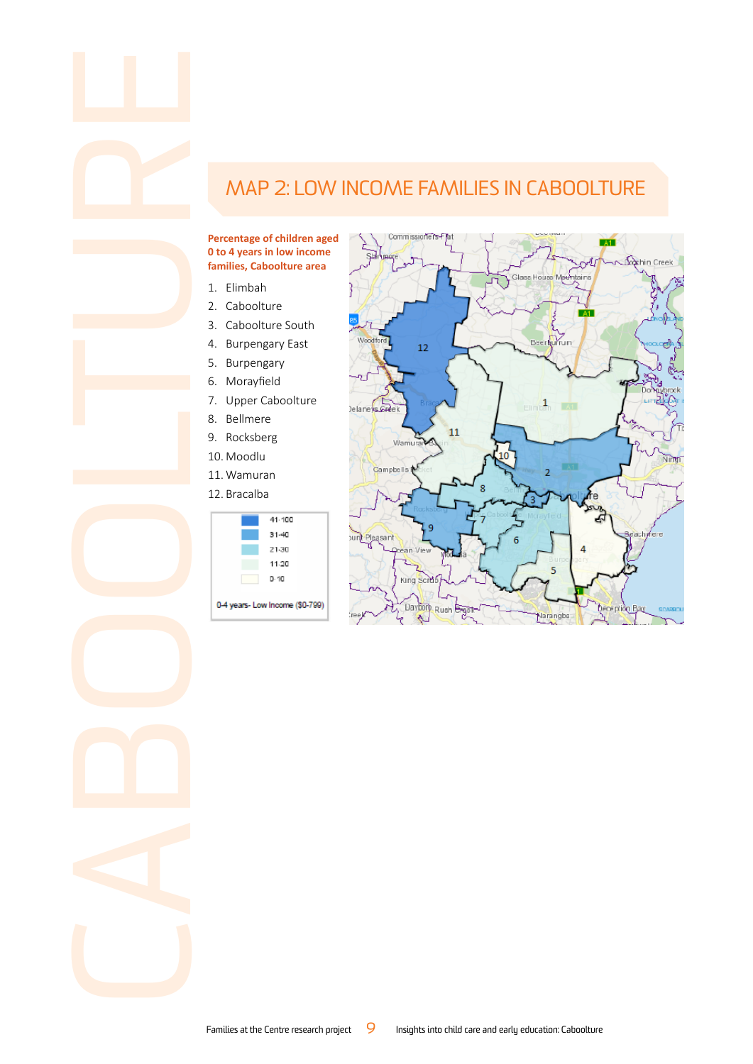# MAP 2: LOW INCOME FAMILIES IN CABOOLTURE

**Percentage of children aged 0 to 4 years in low income families, Caboolture area**

1. Elimbah
2. Caboolture
3. Caboolture South
4. Burpengary East
5. Burpengary
6. Morayfield
7. Upper Caboolture
8. Bellmere
9. Rocksberg
10. Moodlu
11. Wamuran
12. Bracalba

| Legend |
|---|
| 41-100 |
| 31-40 |
| 21-30 |
| 11-20 |
| 0-10 |

0-4 years- Low Income ($0-799)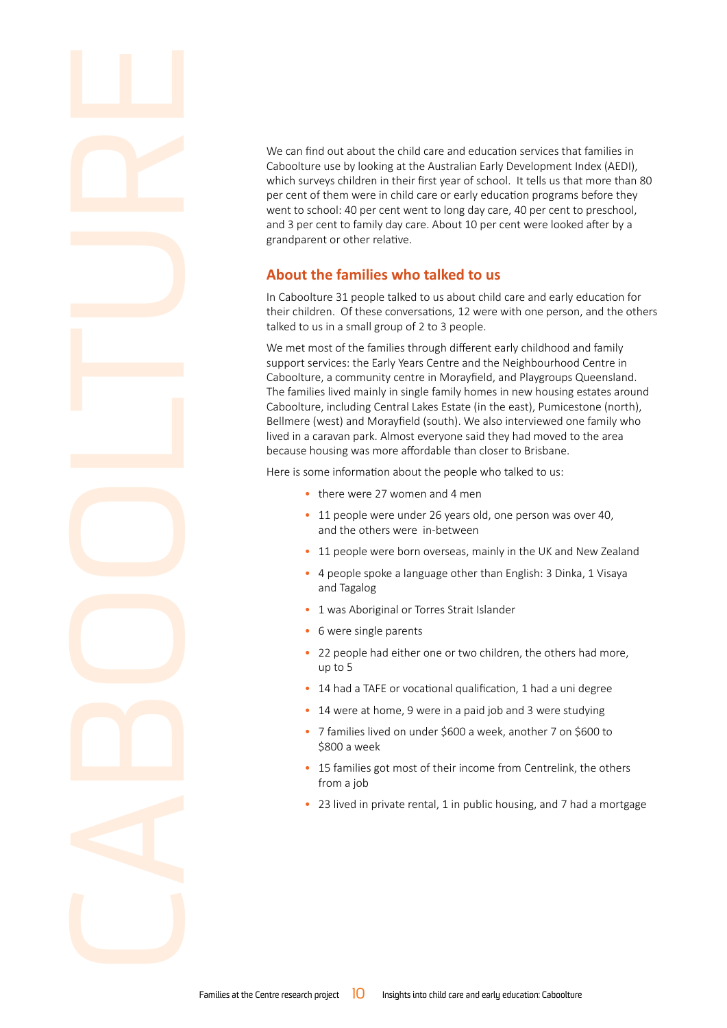We can find out about the child care and education services that families in Caboolture use by looking at the Australian Early Development Index (AEDI), which surveys children in their first year of school. It tells us that more than 80 per cent of them were in child care or early education programs before they went to school: 40 per cent went to long day care, 40 per cent to preschool, and 3 per cent to family day care. About 10 per cent were looked after by a grandparent or other relative.

## About the families who talked to us

In Caboolture 31 people talked to us about child care and early education for their children. Of these conversations, 12 were with one person, and the others talked to us in a small group of 2 to 3 people.

We met most of the families through different early childhood and family support services: the Early Years Centre and the Neighbourhood Centre in Caboolture, a community centre in Morayfield, and Playgroups Queensland. The families lived mainly in single family homes in new housing estates around Caboolture, including Central Lakes Estate (in the east), Pumicestone (north), Bellmere (west) and Morayfield (south). We also interviewed one family who lived in a caravan park. Almost everyone said they had moved to the area because housing was more affordable than closer to Brisbane.

Here is some information about the people who talked to us:

- there were 27 women and 4 men
- 11 people were under 26 years old, one person was over 40, and the others were in-between
- 11 people were born overseas, mainly in the UK and New Zealand
- 4 people spoke a language other than English: 3 Dinka, 1 Visaya and Tagalog
- 1 was Aboriginal or Torres Strait Islander
- 6 were single parents
- 22 people had either one or two children, the others had more, up to 5
- 14 had a TAFE or vocational qualification, 1 had a uni degree
- 14 were at home, 9 were in a paid job and 3 were studying
- 7 families lived on under $600 a week, another 7 on $600 to $800 a week
- 15 families got most of their income from Centrelink, the others from a job
- 23 lived in private rental, 1 in public housing, and 7 had a mortgage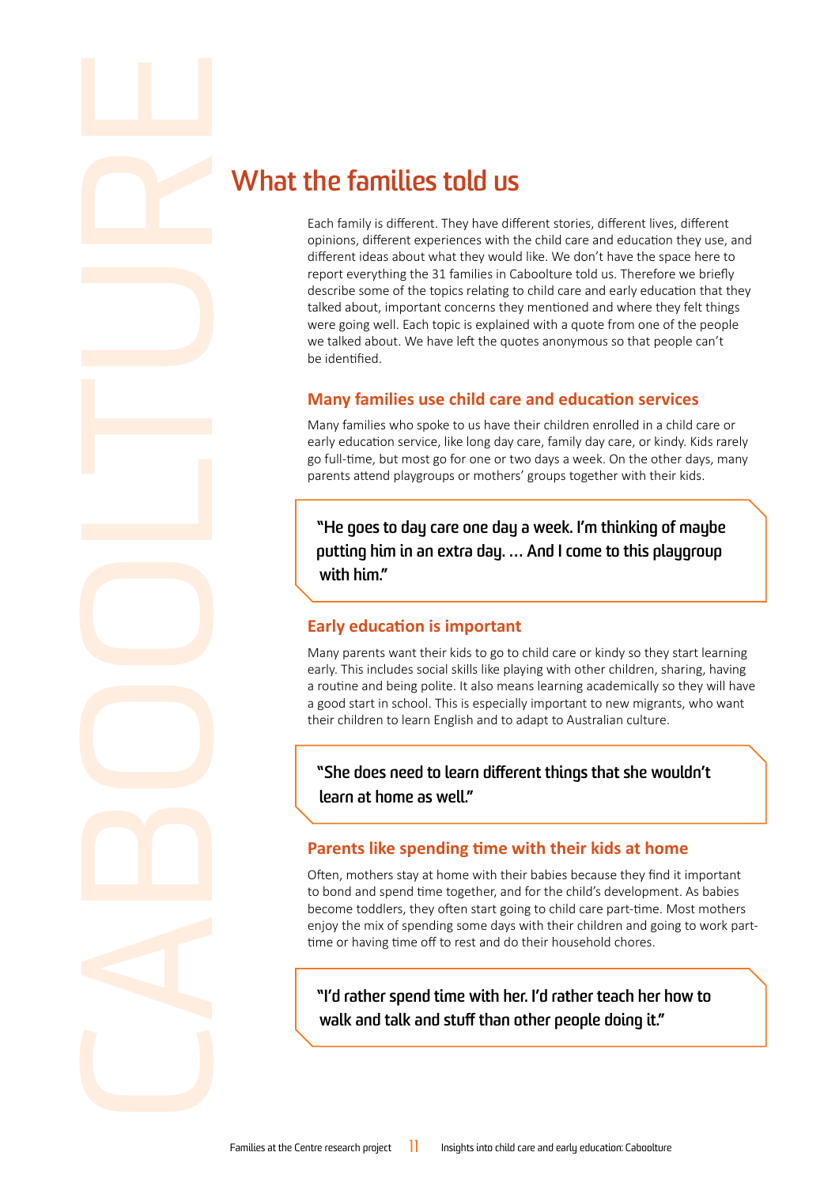## What the families told us

Each family is different. They have different stories, different lives, different opinions, different experiences with the child care and education they use, and different ideas about what they would like. We don't have the space here to report everything the 31 families in Caboolture told us. Therefore we briefly describe some of the topics relating to child care and early education that they talked about, important concerns they mentioned and where they felt things were going well. Each topic is explained with a quote from one of the people we talked about. We have left the quotes anonymous so that people can't be identified.

### Many families use child care and education services

Many families who spoke to us have their children enrolled in a child care or early education service, like long day care, family day care, or kindy. Kids rarely go full-time, but most go for one or two days a week. On the other days, many parents attend playgroups or mothers' groups together with their kids.

> "He goes to day care one day a week. I'm thinking of maybe putting him in an extra day. … And I come to this playgroup with him."

### Early education is important

Many parents want their kids to go to child care or kindy so they start learning early. This includes social skills like playing with other children, sharing, having a routine and being polite. It also means learning academically so they will have a good start in school. This is especially important to new migrants, who want their children to learn English and to adapt to Australian culture.

> "She does need to learn different things that she wouldn't learn at home as well."

### Parents like spending time with their kids at home

Often, mothers stay at home with their babies because they find it important to bond and spend time together, and for the child's development. As babies become toddlers, they often start going to child care part-time. Most mothers enjoy the mix of spending some days with their children and going to work part-time or having time off to rest and do their household chores.

> "I'd rather spend time with her. I'd rather teach her how to walk and talk and stuff than other people doing it."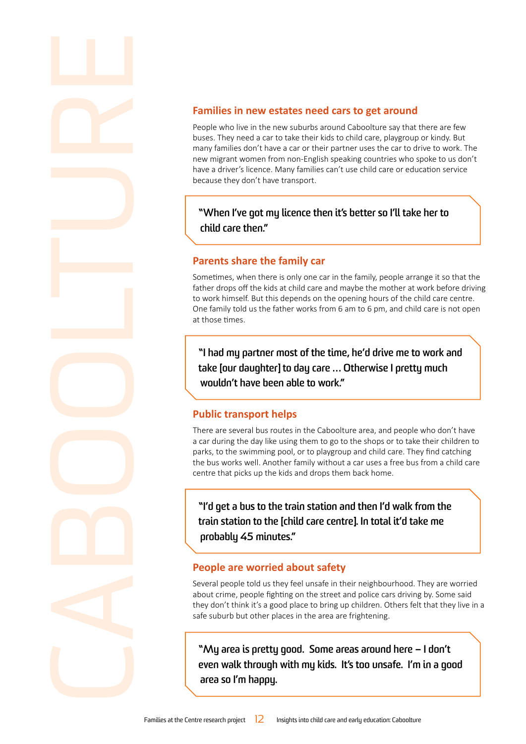## Families in new estates need cars to get around

People who live in the new suburbs around Caboolture say that there are few buses. They need a car to take their kids to child care, playgroup or kindy. But many families don't have a car or their partner uses the car to drive to work. The new migrant women from non-English speaking countries who spoke to us don't have a driver's licence. Many families can't use child care or education service because they don't have transport.

> "When I've got my licence then it's better so I'll take her to child care then."

## Parents share the family car

Sometimes, when there is only one car in the family, people arrange it so that the father drops off the kids at child care and maybe the mother at work before driving to work himself. But this depends on the opening hours of the child care centre. One family told us the father works from 6 am to 6 pm, and child care is not open at those times.

> "I had my partner most of the time, he'd drive me to work and take [our daughter] to day care ... Otherwise I pretty much wouldn't have been able to work."

## Public transport helps

There are several bus routes in the Caboolture area, and people who don't have a car during the day like using them to go to the shops or to take their children to parks, to the swimming pool, or to playgroup and child care. They find catching the bus works well. Another family without a car uses a free bus from a child care centre that picks up the kids and drops them back home.

> "I'd get a bus to the train station and then I'd walk from the train station to the [child care centre]. In total it'd take me probably 45 minutes."

## People are worried about safety

Several people told us they feel unsafe in their neighbourhood. They are worried about crime, people fighting on the street and police cars driving by. Some said they don't think it's a good place to bring up children. Others felt that they live in a safe suburb but other places in the area are frightening.

> "My area is pretty good. Some areas around here – I don't even walk through with my kids. It's too unsafe. I'm in a good area so I'm happy.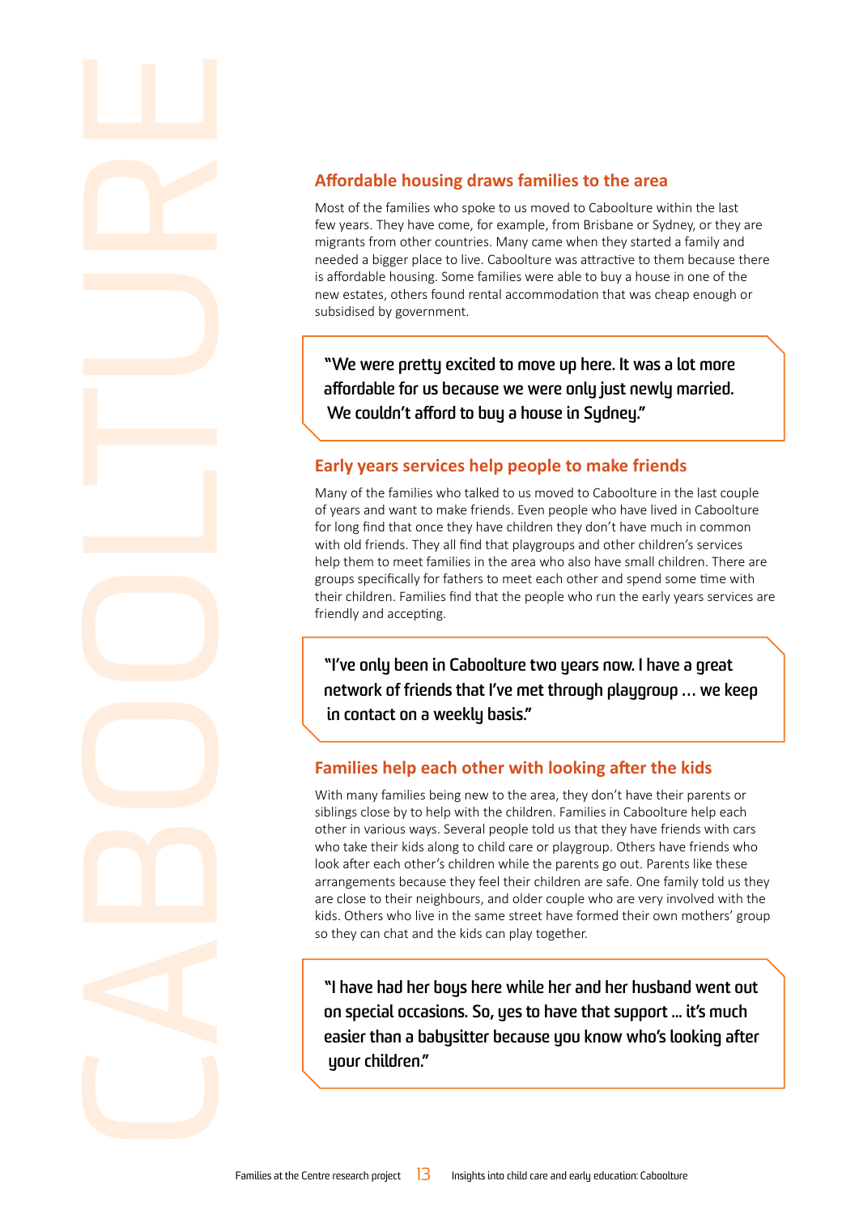## Affordable housing draws families to the area

Most of the families who spoke to us moved to Caboolture within the last few years. They have come, for example, from Brisbane or Sydney, or they are migrants from other countries. Many came when they started a family and needed a bigger place to live. Caboolture was attractive to them because there is affordable housing. Some families were able to buy a house in one of the new estates, others found rental accommodation that was cheap enough or subsidised by government.

> "We were pretty excited to move up here. It was a lot more affordable for us because we were only just newly married. We couldn't afford to buy a house in Sydney."

## Early years services help people to make friends

Many of the families who talked to us moved to Caboolture in the last couple of years and want to make friends. Even people who have lived in Caboolture for long find that once they have children they don't have much in common with old friends. They all find that playgroups and other children's services help them to meet families in the area who also have small children. There are groups specifically for fathers to meet each other and spend some time with their children. Families find that the people who run the early years services are friendly and accepting.

> "I've only been in Caboolture two years now. I have a great network of friends that I've met through playgroup … we keep in contact on a weekly basis."

## Families help each other with looking after the kids

With many families being new to the area, they don't have their parents or siblings close by to help with the children. Families in Caboolture help each other in various ways. Several people told us that they have friends with cars who take their kids along to child care or playgroup. Others have friends who look after each other's children while the parents go out. Parents like these arrangements because they feel their children are safe. One family told us they are close to their neighbours, and older couple who are very involved with the kids. Others who live in the same street have formed their own mothers' group so they can chat and the kids can play together.

> "I have had her boys here while her and her husband went out on special occasions. So, yes to have that support … it's much easier than a babysitter because you know who's looking after your children."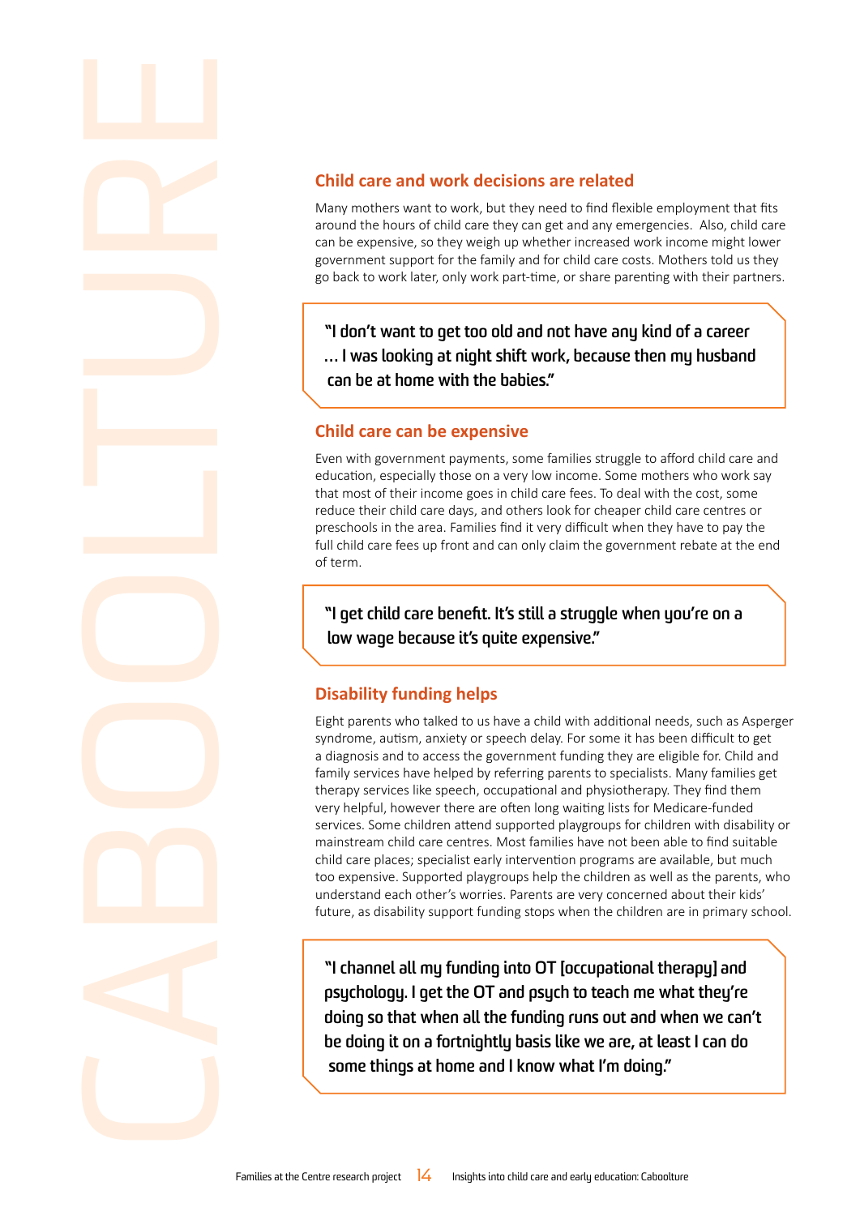## Child care and work decisions are related

Many mothers want to work, but they need to find flexible employment that fits around the hours of child care they can get and any emergencies. Also, child care can be expensive, so they weigh up whether increased work income might lower government support for the family and for child care costs. Mothers told us they go back to work later, only work part-time, or share parenting with their partners.

> "I don't want to get too old and not have any kind of a career … I was looking at night shift work, because then my husband can be at home with the babies."

## Child care can be expensive

Even with government payments, some families struggle to afford child care and education, especially those on a very low income. Some mothers who work say that most of their income goes in child care fees. To deal with the cost, some reduce their child care days, and others look for cheaper child care centres or preschools in the area. Families find it very difficult when they have to pay the full child care fees up front and can only claim the government rebate at the end of term.

> "I get child care benefit. It's still a struggle when you're on a low wage because it's quite expensive."

## Disability funding helps

Eight parents who talked to us have a child with additional needs, such as Asperger syndrome, autism, anxiety or speech delay. For some it has been difficult to get a diagnosis and to access the government funding they are eligible for. Child and family services have helped by referring parents to specialists. Many families get therapy services like speech, occupational and physiotherapy. They find them very helpful, however there are often long waiting lists for Medicare-funded services. Some children attend supported playgroups for children with disability or mainstream child care centres. Most families have not been able to find suitable child care places; specialist early intervention programs are available, but much too expensive. Supported playgroups help the children as well as the parents, who understand each other's worries. Parents are very concerned about their kids' future, as disability support funding stops when the children are in primary school.

> "I channel all my funding into OT [occupational therapy] and psychology. I get the OT and psych to teach me what they're doing so that when all the funding runs out and when we can't be doing it on a fortnightly basis like we are, at least I can do some things at home and I know what I'm doing."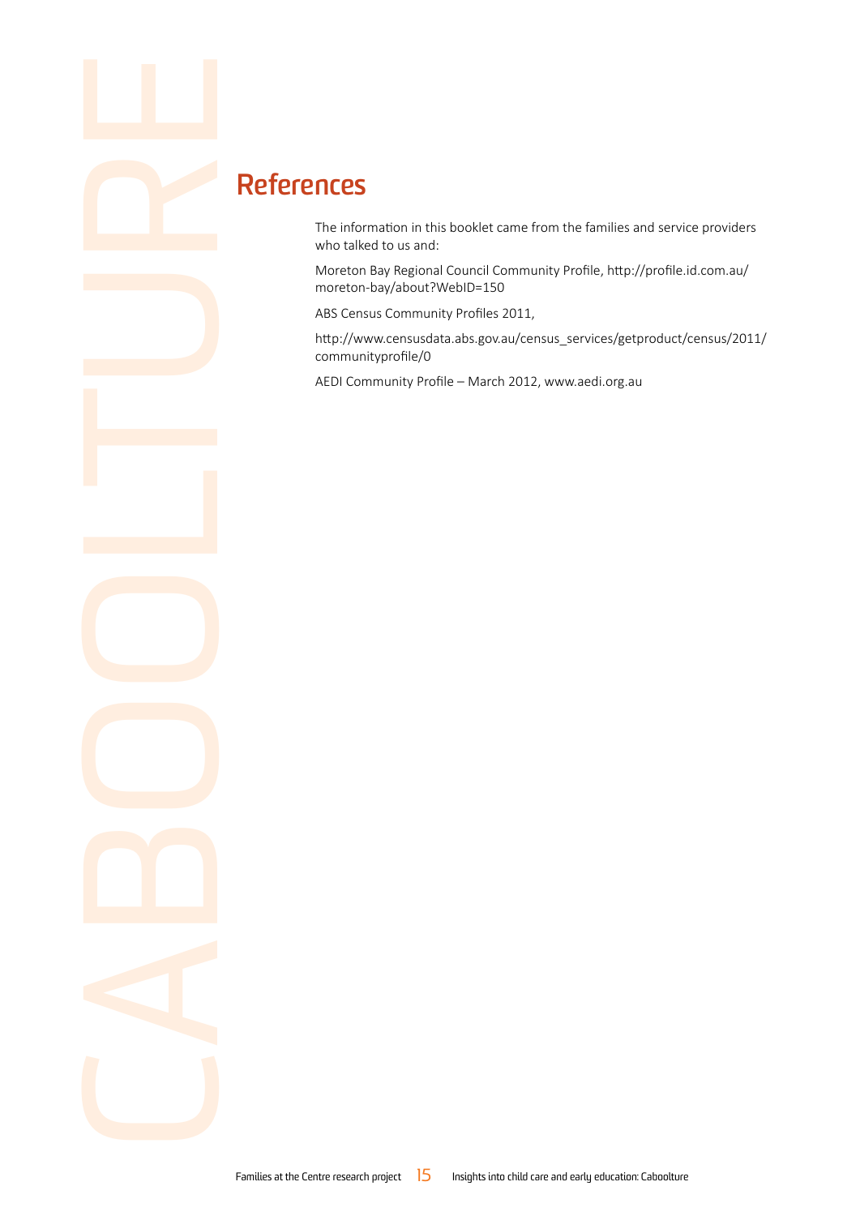# References

The information in this booklet came from the families and service providers who talked to us and:

Moreton Bay Regional Council Community Profile, http://profile.id.com.au/moreton-bay/about?WebID=150

ABS Census Community Profiles 2011,

http://www.censusdata.abs.gov.au/census_services/getproduct/census/2011/communityprofile/0

AEDI Community Profile – March 2012, www.aedi.org.au